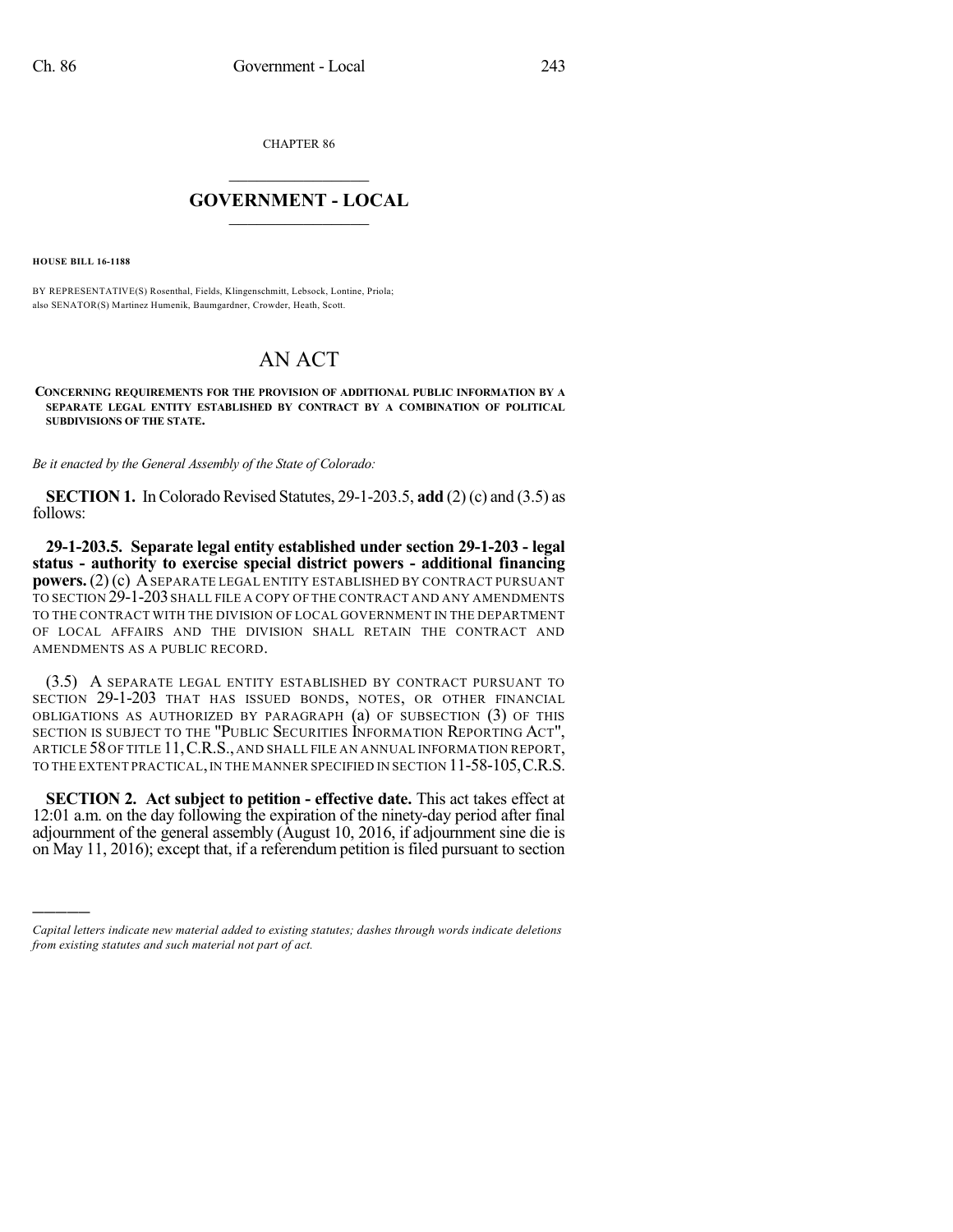CHAPTER 86

# GOVERNMENT - LOCAL

**HOUSE BILL 16-1188**

BY REPRESENTATIVE(S) Rosenthal, Fields, Klingenschmitt, Lebsock, Lontine, Priola;
also SENATOR(S) Martinez Humenik, Baumgardner, Crowder, Heath, Scott.

# AN ACT

**CONCERNING REQUIREMENTS FOR THE PROVISION OF ADDITIONAL PUBLIC INFORMATION BY A SEPARATE LEGAL ENTITY ESTABLISHED BY CONTRACT BY A COMBINATION OF POLITICAL SUBDIVISIONS OF THE STATE.**

*Be it enacted by the General Assembly of the State of Colorado:*

**SECTION 1.** In Colorado Revised Statutes, 29-1-203.5, **add** (2) (c) and (3.5) as follows:

**29-1-203.5. Separate legal entity established under section 29-1-203 - legal status - authority to exercise special district powers - additional financing powers.** (2) (c) A SEPARATE LEGAL ENTITY ESTABLISHED BY CONTRACT PURSUANT TO SECTION 29-1-203 SHALL FILE A COPY OF THE CONTRACT AND ANY AMENDMENTS TO THE CONTRACT WITH THE DIVISION OF LOCAL GOVERNMENT IN THE DEPARTMENT OF LOCAL AFFAIRS AND THE DIVISION SHALL RETAIN THE CONTRACT AND AMENDMENTS AS A PUBLIC RECORD.

(3.5) A SEPARATE LEGAL ENTITY ESTABLISHED BY CONTRACT PURSUANT TO SECTION 29-1-203 THAT HAS ISSUED BONDS, NOTES, OR OTHER FINANCIAL OBLIGATIONS AS AUTHORIZED BY PARAGRAPH (a) OF SUBSECTION (3) OF THIS SECTION IS SUBJECT TO THE "PUBLIC SECURITIES INFORMATION REPORTING ACT", ARTICLE 58 OF TITLE 11, C.R.S., AND SHALL FILE AN ANNUAL INFORMATION REPORT, TO THE EXTENT PRACTICAL, IN THE MANNER SPECIFIED IN SECTION 11-58-105, C.R.S.

**SECTION 2. Act subject to petition - effective date.** This act takes effect at 12:01 a.m. on the day following the expiration of the ninety-day period after final adjournment of the general assembly (August 10, 2016, if adjournment sine die is on May 11, 2016); except that, if a referendum petition is filed pursuant to section

*Capital letters indicate new material added to existing statutes; dashes through words indicate deletions from existing statutes and such material not part of act.*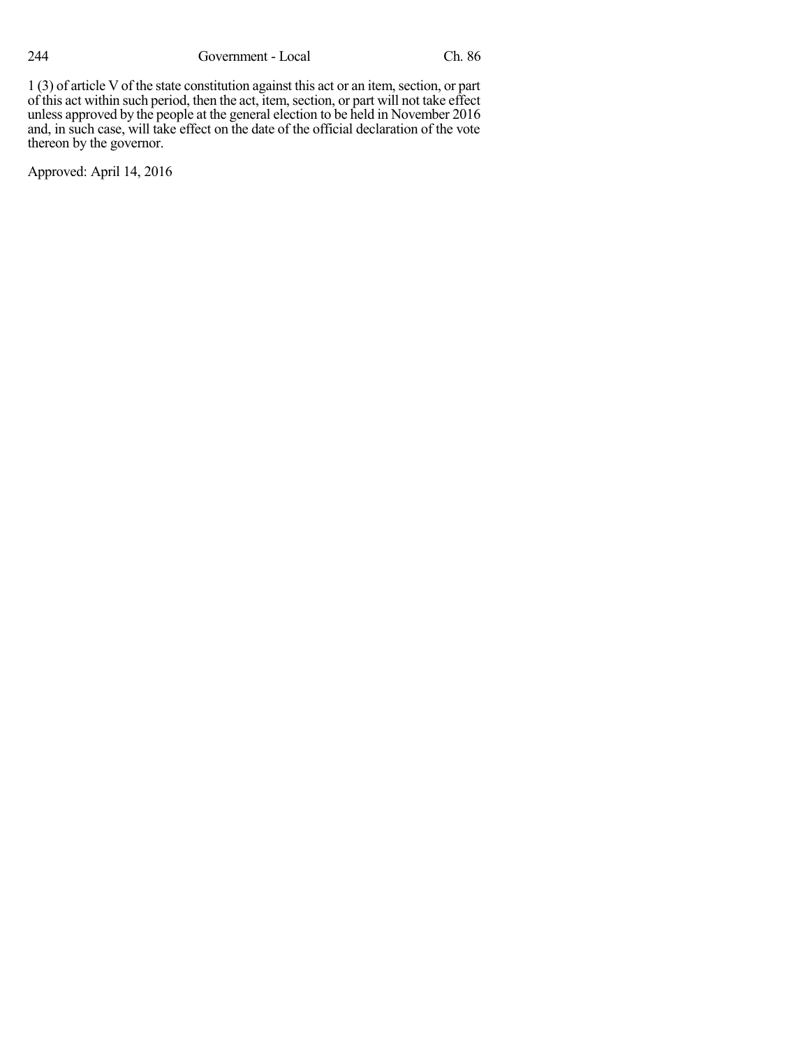1 (3) of article V of the state constitution against this act or an item, section, or part of this act within such period, then the act, item, section, or part will not take effect unless approved by the people at the general election to be held in November 2016 and, in such case, will take effect on the date of the official declaration of the vote thereon by the governor.

Approved: April 14, 2016